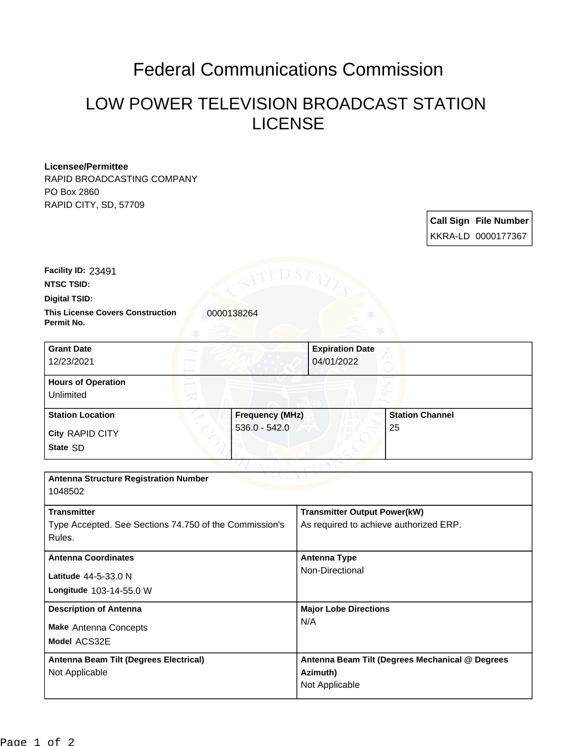# Federal Communications Commission

## LOW POWER TELEVISION BROADCAST STATION LICENSE

**Licensee/Permittee**
RAPID BROADCASTING COMPANY
PO Box 2860
RAPID CITY, SD, 57709

| Call Sign | File Number |
|---|---|
| KKRA-LD | 0000177367 |

**Facility ID:** 23491

**NTSC TSID:**

**Digital TSID:**

**This License Covers Construction Permit No.** 0000138264

| Grant Date | Expiration Date |
|---|---|
| 12/23/2021 | 04/01/2022 |

**Hours of Operation**
Unlimited

| Station Location | Frequency (MHz) | Station Channel |
|---|---|---|
| City RAPID CITY<br>State SD | 536.0 - 542.0 | 25 |

**Antenna Structure Registration Number**
1048502

| Transmitter | Transmitter Output Power(kW) |
|---|---|
| Type Accepted. See Sections 74.750 of the Commission's Rules. | As required to achieve authorized ERP. |

| Antenna Coordinates | Antenna Type |
|---|---|
| Latitude 44-5-33.0 N<br>Longitude 103-14-55.0 W | Non-Directional |

| Description of Antenna | Major Lobe Directions |
|---|---|
| Make Antenna Concepts<br>Model ACS32E | N/A |

| Antenna Beam Tilt (Degrees Electrical) | Antenna Beam Tilt (Degrees Mechanical @ Degrees Azimuth) |
|---|---|
| Not Applicable | Not Applicable |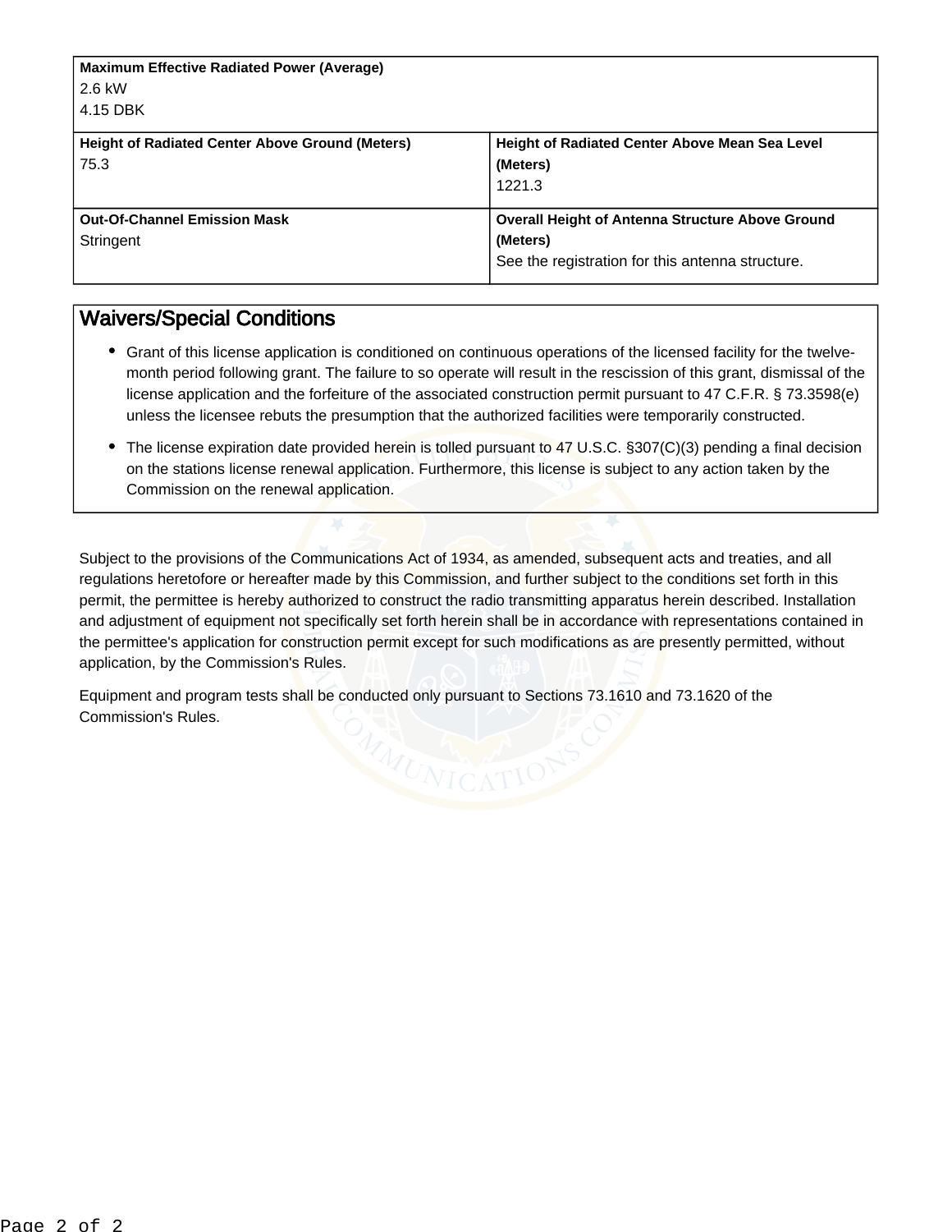| | |
|---|---|
| **Maximum Effective Radiated Power (Average)**<br>2.6 kW<br>4.15 DBK | |
| **Height of Radiated Center Above Ground (Meters)**<br>75.3 | **Height of Radiated Center Above Mean Sea Level (Meters)**<br>1221.3 |
| **Out-Of-Channel Emission Mask**<br>Stringent | **Overall Height of Antenna Structure Above Ground (Meters)**<br>See the registration for this antenna structure. |

## Waivers/Special Conditions

- Grant of this license application is conditioned on continuous operations of the licensed facility for the twelve-month period following grant. The failure to so operate will result in the rescission of this grant, dismissal of the license application and the forfeiture of the associated construction permit pursuant to 47 C.F.R. § 73.3598(e) unless the licensee rebuts the presumption that the authorized facilities were temporarily constructed.
- The license expiration date provided herein is tolled pursuant to 47 U.S.C. §307(C)(3) pending a final decision on the stations license renewal application. Furthermore, this license is subject to any action taken by the Commission on the renewal application.

Subject to the provisions of the Communications Act of 1934, as amended, subsequent acts and treaties, and all regulations heretofore or hereafter made by this Commission, and further subject to the conditions set forth in this permit, the permittee is hereby authorized to construct the radio transmitting apparatus herein described. Installation and adjustment of equipment not specifically set forth herein shall be in accordance with representations contained in the permittee's application for construction permit except for such modifications as are presently permitted, without application, by the Commission's Rules.

Equipment and program tests shall be conducted only pursuant to Sections 73.1610 and 73.1620 of the Commission's Rules.